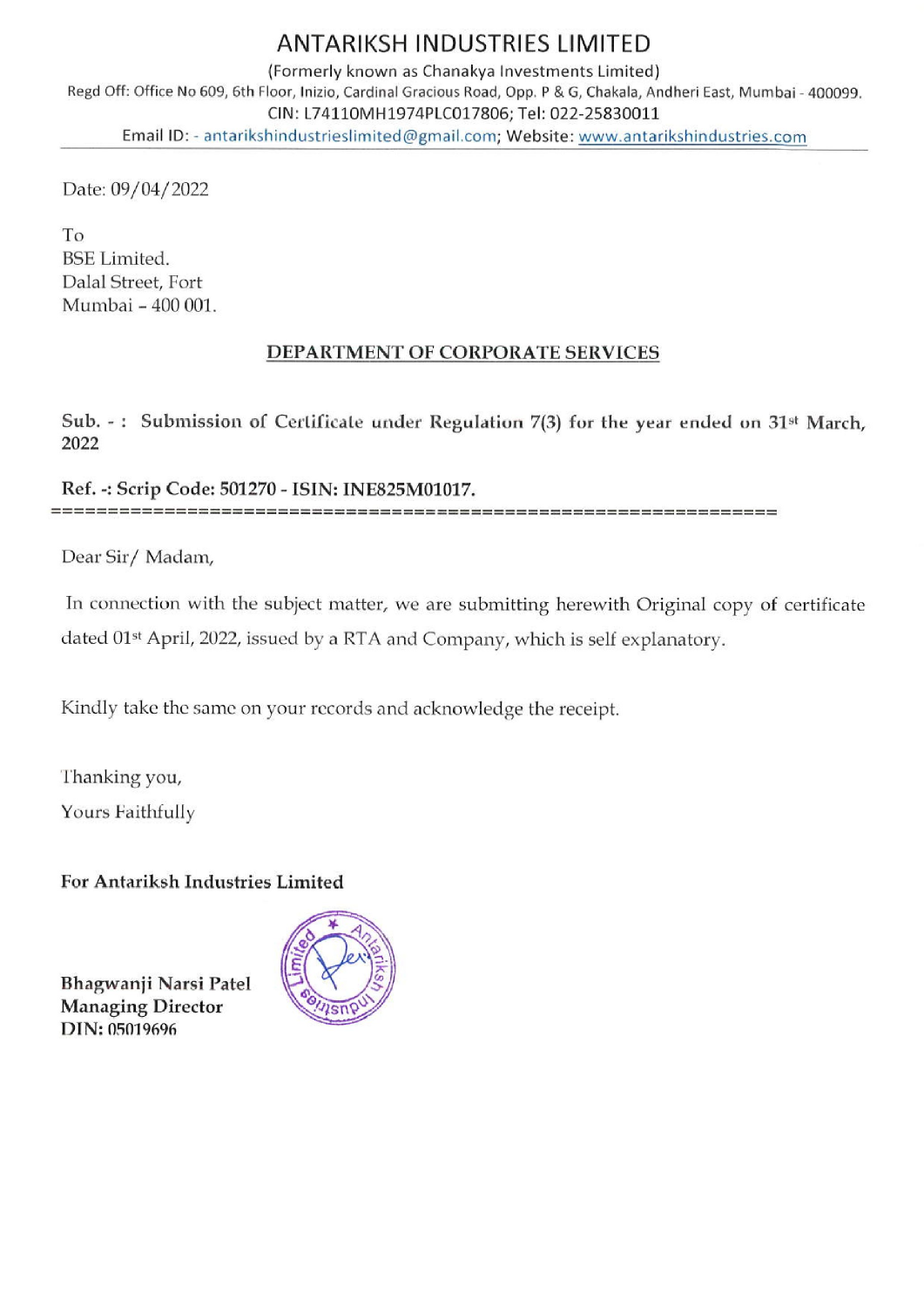# ANTARIKSH INDUSTRIES LIMITED

(Formerly known as Chanakya Investments Limited)

Regd Off: Office No 609, 6th Floor, Inizio, Cardinal Gracious Road, Opp. P & G, Chakala, Andheri East, Mumbai - 400099.

CIN: L74110MH1974PLC017806; Tel: 022-25830011

Email ID: - antarikshindustrieslimited@gmail.com; Website: www.antarikshindustries.com

Date: 09/04/2022

To
BSE Limited.
Dalal Street, Fort
Mumbai – 400 001.

## DEPARTMENT OF CORPORATE SERVICES

**Sub. - : Submission of Certificate under Regulation 7(3) for the year ended on 31st March, 2022**

**Ref. -: Scrip Code: 501270 - ISIN: INE825M01017.**

===============================================================

Dear Sir/ Madam,

In connection with the subject matter, we are submitting herewith Original copy of certificate dated 01st April, 2022, issued by a RTA and Company, which is self explanatory.

Kindly take the same on your records and acknowledge the receipt.

Thanking you,

Yours Faithfully

**For Antariksh Industries Limited**

**Bhagwanji Narsi Patel**
**Managing Director**
**DIN: 05019696**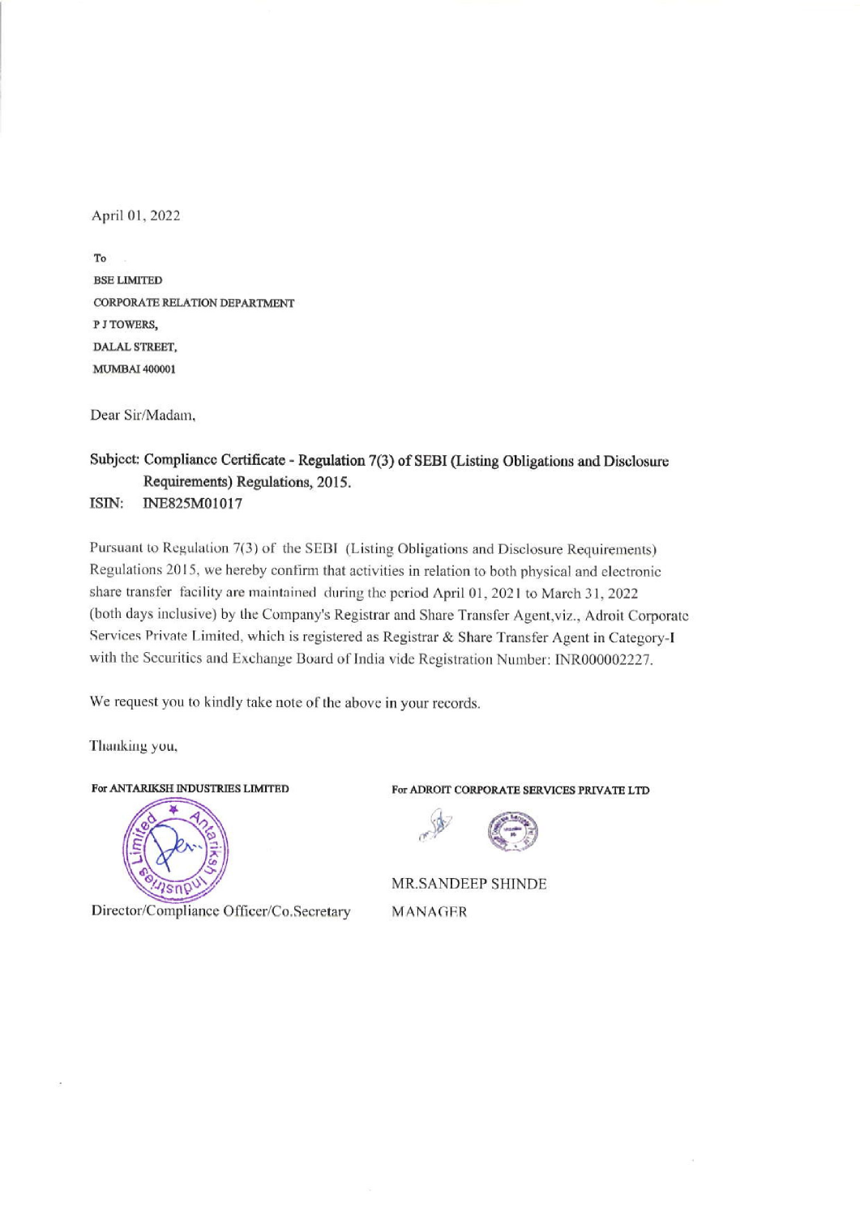April 01, 2022

To

BSE LIMITED

CORPORATE RELATION DEPARTMENT

P J TOWERS,

DALAL STREET,

MUMBAI 400001

Dear Sir/Madam,

**Subject: Compliance Certificate - Regulation 7(3) of SEBI (Listing Obligations and Disclosure Requirements) Regulations, 2015.**

**ISIN: INE825M01017**

Pursuant to Regulation 7(3) of the SEBI (Listing Obligations and Disclosure Requirements) Regulations 2015, we hereby confirm that activities in relation to both physical and electronic share transfer facility are maintained during the period April 01, 2021 to March 31, 2022 (both days inclusive) by the Company's Registrar and Share Transfer Agent,viz., Adroit Corporate Services Private Limited, which is registered as Registrar & Share Transfer Agent in Category-I with the Securities and Exchange Board of India vide Registration Number: INR000002227.

We request you to kindly take note of the above in your records.

Thanking you,

**For ANTARIKSH INDUSTRIES LIMITED**

Director/Compliance Officer/Co.Secretary

**For ADROIT CORPORATE SERVICES PRIVATE LTD**

MR.SANDEEP SHINDE

MANAGER